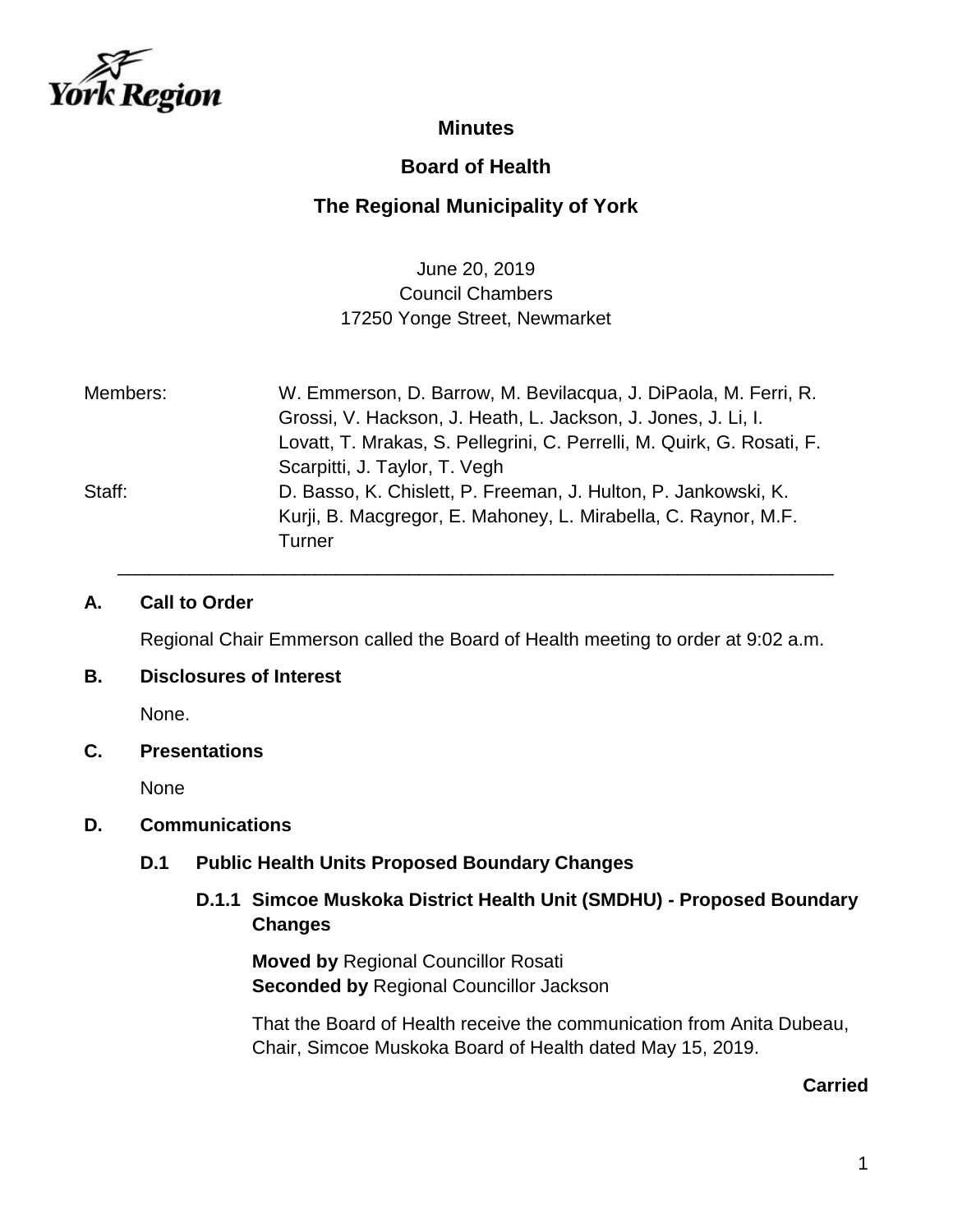# Minutes

## Board of Health

## The Regional Municipality of York

June 20, 2019
Council Chambers
17250 Yonge Street, Newmarket

| | |
|---|---|
| Members: | W. Emmerson, D. Barrow, M. Bevilacqua, J. DiPaola, M. Ferri, R. Grossi, V. Hackson, J. Heath, L. Jackson, J. Jones, J. Li, I. Lovatt, T. Mrakas, S. Pellegrini, C. Perrelli, M. Quirk, G. Rosati, F. Scarpitti, J. Taylor, T. Vegh |
| Staff: | D. Basso, K. Chislett, P. Freeman, J. Hulton, P. Jankowski, K. Kurji, B. Macgregor, E. Mahoney, L. Mirabella, C. Raynor, M.F. Turner |

---

### A. Call to Order

Regional Chair Emmerson called the Board of Health meeting to order at 9:02 a.m.

### B. Disclosures of Interest

None.

### C. Presentations

None

### D. Communications

#### D.1 Public Health Units Proposed Boundary Changes

##### D.1.1 Simcoe Muskoka District Health Unit (SMDHU) - Proposed Boundary Changes

**Moved by** Regional Councillor Rosati
**Seconded by** Regional Councillor Jackson

That the Board of Health receive the communication from Anita Dubeau, Chair, Simcoe Muskoka Board of Health dated May 15, 2019.

**Carried**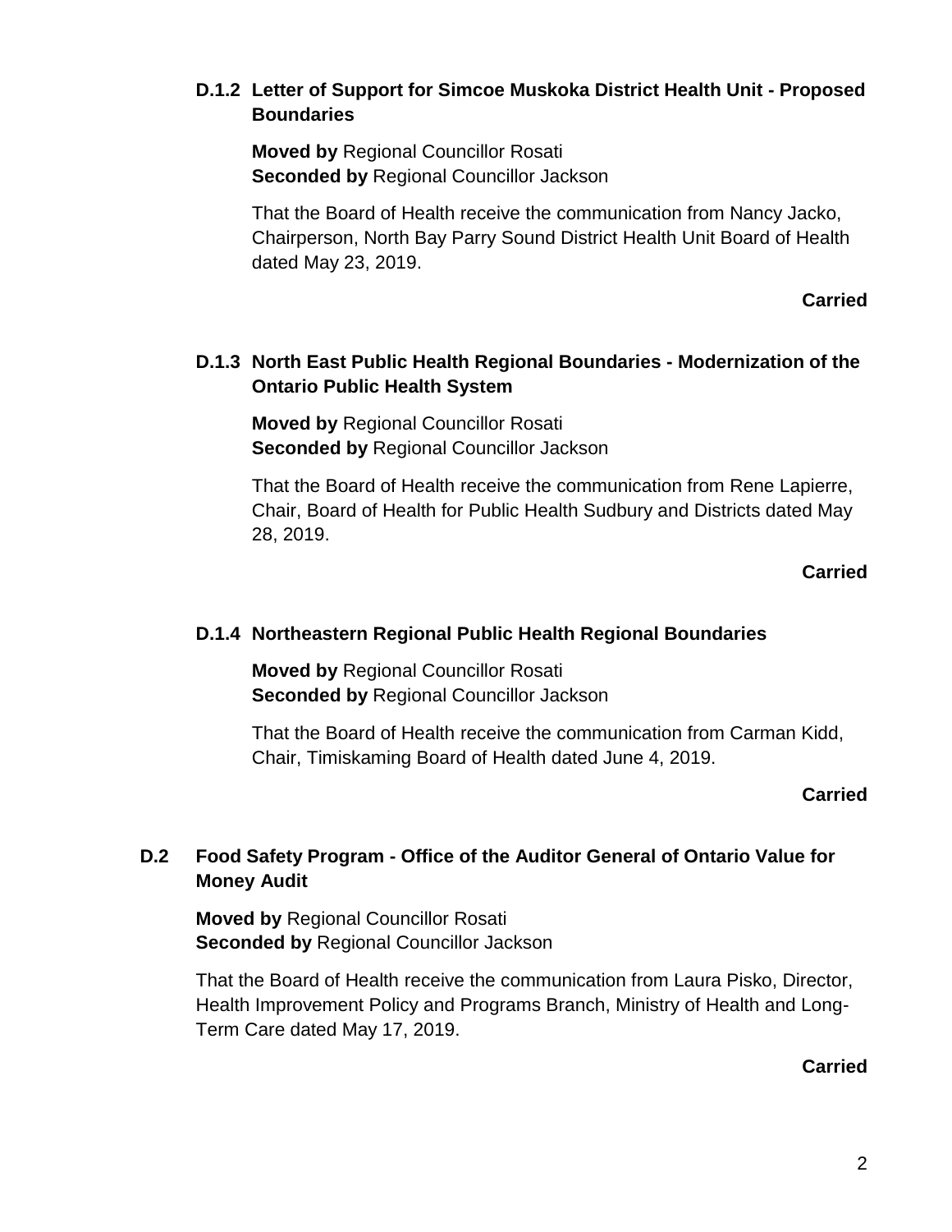### D.1.2 Letter of Support for Simcoe Muskoka District Health Unit - Proposed Boundaries

**Moved by** Regional Councillor Rosati
**Seconded by** Regional Councillor Jackson

That the Board of Health receive the communication from Nancy Jacko, Chairperson, North Bay Parry Sound District Health Unit Board of Health dated May 23, 2019.

**Carried**

### D.1.3 North East Public Health Regional Boundaries - Modernization of the Ontario Public Health System

**Moved by** Regional Councillor Rosati
**Seconded by** Regional Councillor Jackson

That the Board of Health receive the communication from Rene Lapierre, Chair, Board of Health for Public Health Sudbury and Districts dated May 28, 2019.

**Carried**

### D.1.4 Northeastern Regional Public Health Regional Boundaries

**Moved by** Regional Councillor Rosati
**Seconded by** Regional Councillor Jackson

That the Board of Health receive the communication from Carman Kidd, Chair, Timiskaming Board of Health dated June 4, 2019.

**Carried**

## D.2 Food Safety Program - Office of the Auditor General of Ontario Value for Money Audit

**Moved by** Regional Councillor Rosati
**Seconded by** Regional Councillor Jackson

That the Board of Health receive the communication from Laura Pisko, Director, Health Improvement Policy and Programs Branch, Ministry of Health and Long-Term Care dated May 17, 2019.

**Carried**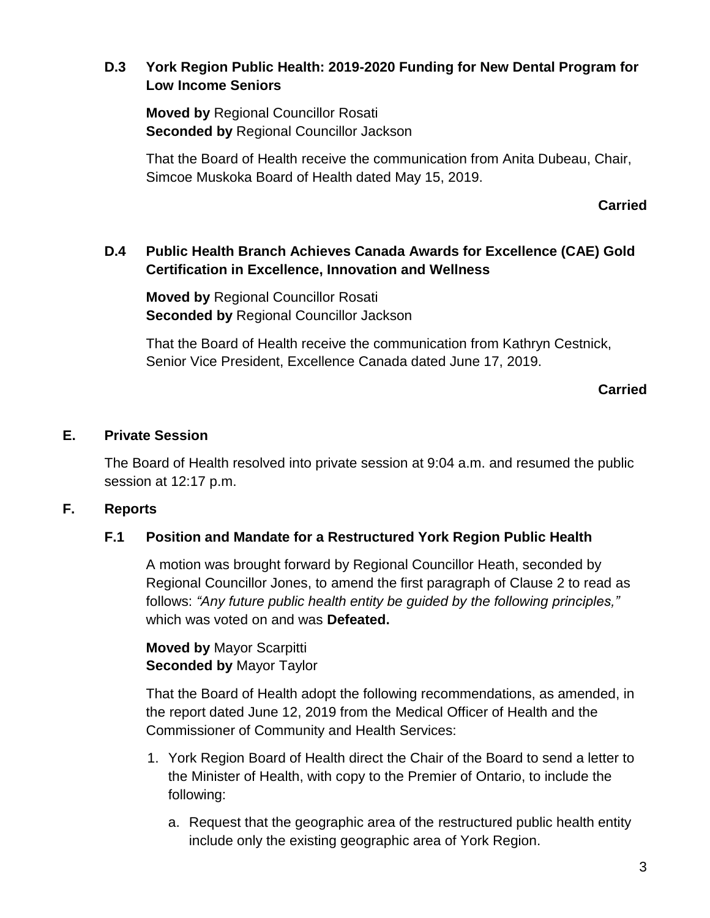### D.3 York Region Public Health: 2019-2020 Funding for New Dental Program for Low Income Seniors

**Moved by** Regional Councillor Rosati
**Seconded by** Regional Councillor Jackson

That the Board of Health receive the communication from Anita Dubeau, Chair, Simcoe Muskoka Board of Health dated May 15, 2019.

**Carried**

### D.4 Public Health Branch Achieves Canada Awards for Excellence (CAE) Gold Certification in Excellence, Innovation and Wellness

**Moved by** Regional Councillor Rosati
**Seconded by** Regional Councillor Jackson

That the Board of Health receive the communication from Kathryn Cestnick, Senior Vice President, Excellence Canada dated June 17, 2019.

**Carried**

## E. Private Session

The Board of Health resolved into private session at 9:04 a.m. and resumed the public session at 12:17 p.m.

## F. Reports

### F.1 Position and Mandate for a Restructured York Region Public Health

A motion was brought forward by Regional Councillor Heath, seconded by Regional Councillor Jones, to amend the first paragraph of Clause 2 to read as follows: *"Any future public health entity be guided by the following principles,"* which was voted on and was **Defeated.**

**Moved by** Mayor Scarpitti
**Seconded by** Mayor Taylor

That the Board of Health adopt the following recommendations, as amended, in the report dated June 12, 2019 from the Medical Officer of Health and the Commissioner of Community and Health Services:

1. York Region Board of Health direct the Chair of the Board to send a letter to the Minister of Health, with copy to the Premier of Ontario, to include the following:
   a. Request that the geographic area of the restructured public health entity include only the existing geographic area of York Region.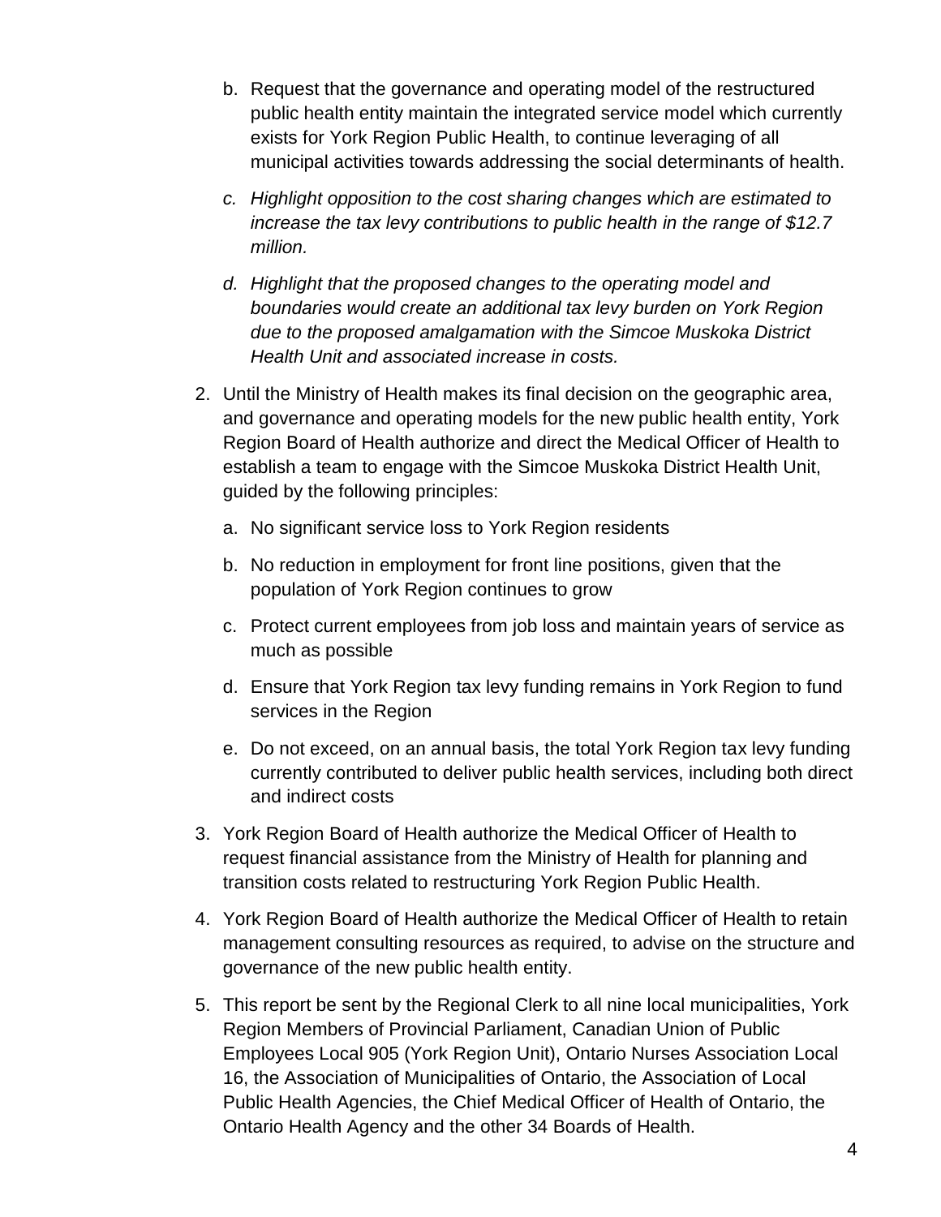b. Request that the governance and operating model of the restructured public health entity maintain the integrated service model which currently exists for York Region Public Health, to continue leveraging of all municipal activities towards addressing the social determinants of health.

   c. *Highlight opposition to the cost sharing changes which are estimated to increase the tax levy contributions to public health in the range of $12.7 million.*

   d. *Highlight that the proposed changes to the operating model and boundaries would create an additional tax levy burden on York Region due to the proposed amalgamation with the Simcoe Muskoka District Health Unit and associated increase in costs.*

2. Until the Ministry of Health makes its final decision on the geographic area, and governance and operating models for the new public health entity, York Region Board of Health authorize and direct the Medical Officer of Health to establish a team to engage with the Simcoe Muskoka District Health Unit, guided by the following principles:

   a. No significant service loss to York Region residents

   b. No reduction in employment for front line positions, given that the population of York Region continues to grow

   c. Protect current employees from job loss and maintain years of service as much as possible

   d. Ensure that York Region tax levy funding remains in York Region to fund services in the Region

   e. Do not exceed, on an annual basis, the total York Region tax levy funding currently contributed to deliver public health services, including both direct and indirect costs

3. York Region Board of Health authorize the Medical Officer of Health to request financial assistance from the Ministry of Health for planning and transition costs related to restructuring York Region Public Health.

4. York Region Board of Health authorize the Medical Officer of Health to retain management consulting resources as required, to advise on the structure and governance of the new public health entity.

5. This report be sent by the Regional Clerk to all nine local municipalities, York Region Members of Provincial Parliament, Canadian Union of Public Employees Local 905 (York Region Unit), Ontario Nurses Association Local 16, the Association of Municipalities of Ontario, the Association of Local Public Health Agencies, the Chief Medical Officer of Health of Ontario, the Ontario Health Agency and the other 34 Boards of Health.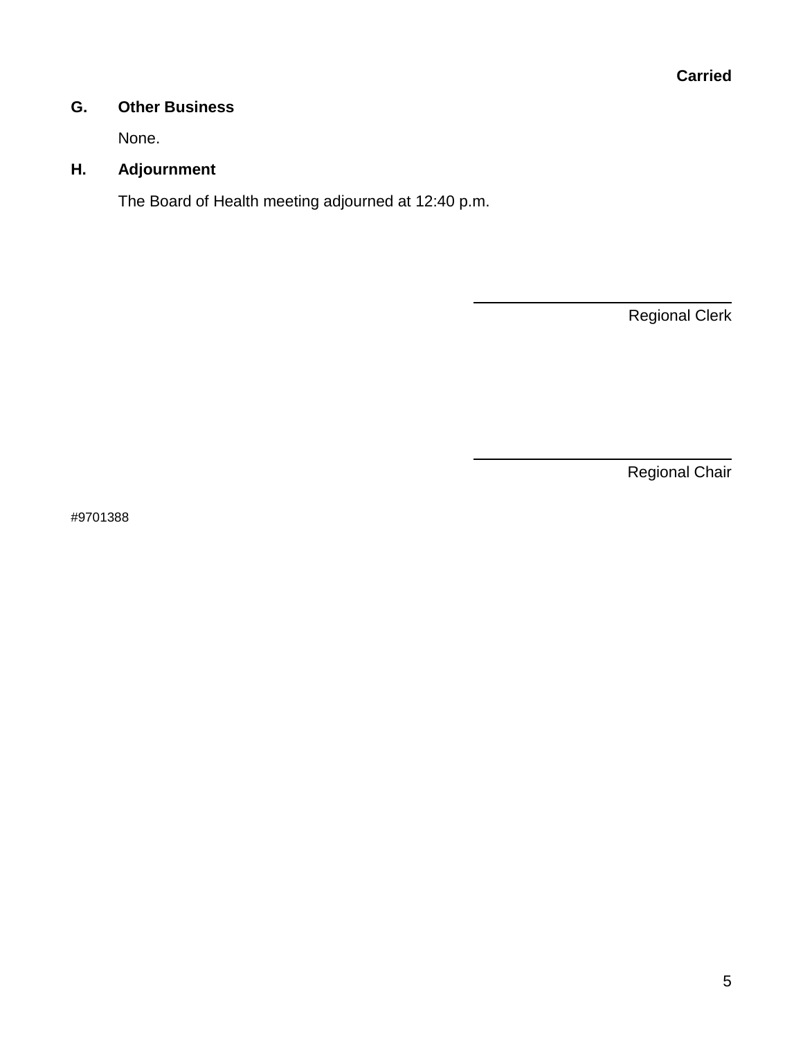**Carried**

## G. Other Business

None.

## H. Adjournment

The Board of Health meeting adjourned at 12:40 p.m.

\_\_\_\_\_\_\_\_\_\_\_\_\_\_\_\_\_\_\_\_\_\_\_\_\_\_\_\_\_\_

Regional Clerk

\_\_\_\_\_\_\_\_\_\_\_\_\_\_\_\_\_\_\_\_\_\_\_\_\_\_\_\_\_\_

Regional Chair

#9701388